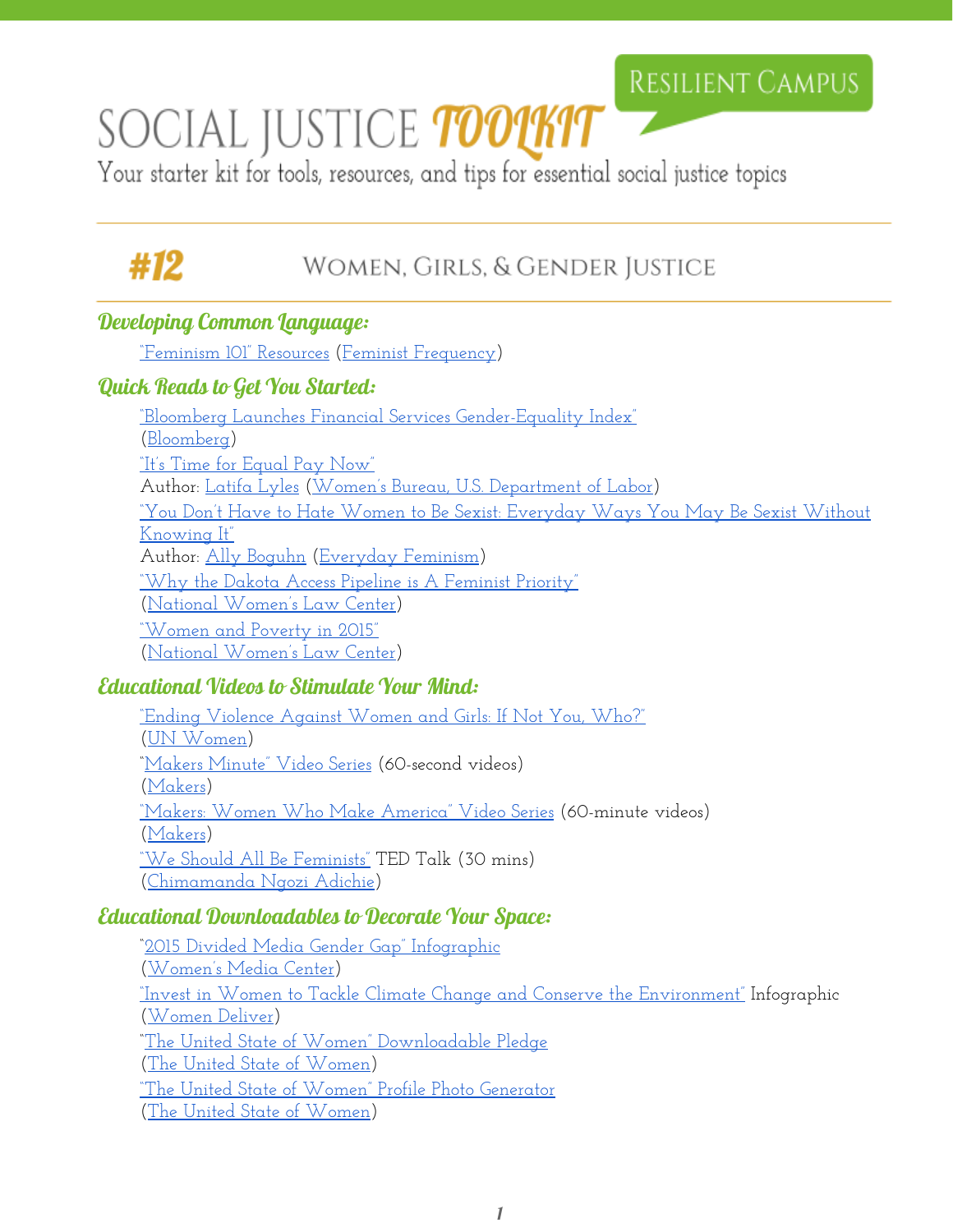# SOCIAL JUSTICE TOOLKIT

RESILIENT CAMPUS

Your starter kit for tools, resources, and tips for essential social justice topics

## #12 WOMEN, GIRLS, & GENDER JUSTICE

### Developing Common Language:

"Feminism 101" Resources (Feminist Frequency)

### Quick Reads to Get You Started:

"Bloomberg Launches Financial Services Gender-Equality Index"
(Bloomberg)

"It's Time for Equal Pay Now"
Author: Latifa Lyles (Women's Bureau, U.S. Department of Labor)

"You Don't Have to Hate Women to Be Sexist: Everyday Ways You May Be Sexist Without Knowing It"
Author: Ally Boguhn (Everyday Feminism)

"Why the Dakota Access Pipeline is A Feminist Priority"
(National Women's Law Center)

"Women and Poverty in 2015"
(National Women's Law Center)

### Educational Videos to Stimulate Your Mind:

"Ending Violence Against Women and Girls: If Not You, Who?"
(UN Women)

"Makers Minute" Video Series (60-second videos)
(Makers)

"Makers: Women Who Make America" Video Series (60-minute videos)
(Makers)

"We Should All Be Feminists" TED Talk (30 mins)
(Chimamanda Ngozi Adichie)

### Educational Downloadables to Decorate Your Space:

"2015 Divided Media Gender Gap" Infographic
(Women's Media Center)

"Invest in Women to Tackle Climate Change and Conserve the Environment" Infographic
(Women Deliver)

"The United State of Women" Downloadable Pledge
(The United State of Women)

"The United State of Women" Profile Photo Generator
(The United State of Women)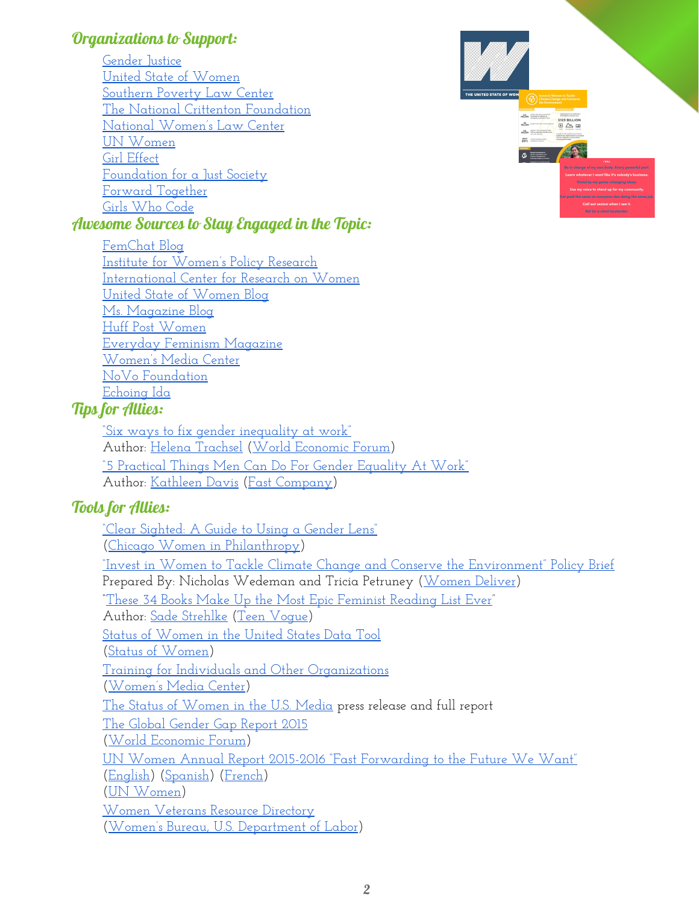## Organizations to Support:

- Gender Justice
- United State of Women
- Southern Poverty Law Center
- The National Crittenton Foundation
- National Women's Law Center
- UN Women
- Girl Effect
- Foundation for a Just Society
- Forward Together
- Girls Who Code

## Awesome Sources to Stay Engaged in the Topic:

- FemChat Blog
- Institute for Women's Policy Research
- International Center for Research on Women
- United State of Women Blog
- Ms. Magazine Blog
- Huff Post Women
- Everyday Feminism Magazine
- Women's Media Center
- NoVo Foundation
- Echoing Ida

## Tips for Allies:

"Six ways to fix gender inequality at work"
Author: Helena Trachsel (World Economic Forum)

"5 Practical Things Men Can Do For Gender Equality At Work"
Author: Kathleen Davis (Fast Company)

## Tools for Allies:

"Clear Sighted: A Guide to Using a Gender Lens"
(Chicago Women in Philanthropy)

"Invest in Women to Tackle Climate Change and Conserve the Environment" Policy Brief
Prepared By: Nicholas Wedeman and Tricia Petruney (Women Deliver)

"These 34 Books Make Up the Most Epic Feminist Reading List Ever"
Author: Sade Strehlke (Teen Vogue)

Status of Women in the United States Data Tool
(Status of Women)

Training for Individuals and Other Organizations
(Women's Media Center)

The Status of Women in the U.S. Media press release and full report

The Global Gender Gap Report 2015
(World Economic Forum)

UN Women Annual Report 2015-2016 "Fast Forwarding to the Future We Want"
(English) (Spanish) (French)
(UN Women)

Women Veterans Resource Directory
(Women's Bureau, U.S. Department of Labor)